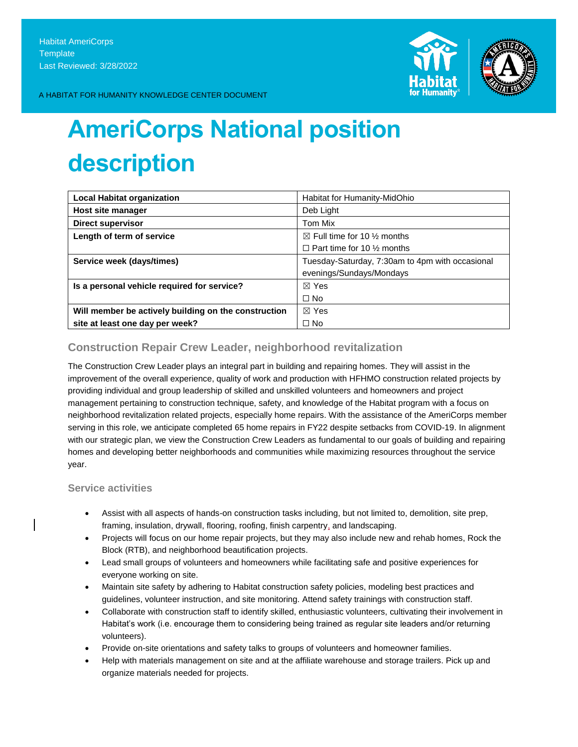Habitat AmeriCorps
Template
Last Reviewed: 3/28/2022

A HABITAT FOR HUMANITY KNOWLEDGE CENTER DOCUMENT

# AmeriCorps National position description

| **Local Habitat organization** | Habitat for Humanity-MidOhio |
|---|---|
| **Host site manager** | Deb Light |
| **Direct supervisor** | Tom Mix |
| **Length of term of service** | ☒ Full time for 10 ½ months<br>☐ Part time for 10 ½ months |
| **Service week (days/times)** | Tuesday-Saturday, 7:30am to 4pm with occasional evenings/Sundays/Mondays |
| **Is a personal vehicle required for service?** | ☒ Yes<br>☐ No |
| **Will member be actively building on the construction site at least one day per week?** | ☒ Yes<br>☐ No |

## Construction Repair Crew Leader, neighborhood revitalization

The Construction Crew Leader plays an integral part in building and repairing homes. They will assist in the improvement of the overall experience, quality of work and production with HFHMO construction related projects by providing individual and group leadership of skilled and unskilled volunteers and homeowners and project management pertaining to construction technique, safety, and knowledge of the Habitat program with a focus on neighborhood revitalization related projects, especially home repairs. With the assistance of the AmeriCorps member serving in this role, we anticipate completed 65 home repairs in FY22 despite setbacks from COVID-19. In alignment with our strategic plan, we view the Construction Crew Leaders as fundamental to our goals of building and repairing homes and developing better neighborhoods and communities while maximizing resources throughout the service year.

### Service activities

- Assist with all aspects of hands-on construction tasks including, but not limited to, demolition, site prep, framing, insulation, drywall, flooring, roofing, finish carpentry, and landscaping.
- Projects will focus on our home repair projects, but they may also include new and rehab homes, Rock the Block (RTB), and neighborhood beautification projects.
- Lead small groups of volunteers and homeowners while facilitating safe and positive experiences for everyone working on site.
- Maintain site safety by adhering to Habitat construction safety policies, modeling best practices and guidelines, volunteer instruction, and site monitoring. Attend safety trainings with construction staff.
- Collaborate with construction staff to identify skilled, enthusiastic volunteers, cultivating their involvement in Habitat's work (i.e. encourage them to considering being trained as regular site leaders and/or returning volunteers).
- Provide on-site orientations and safety talks to groups of volunteers and homeowner families.
- Help with materials management on site and at the affiliate warehouse and storage trailers. Pick up and organize materials needed for projects.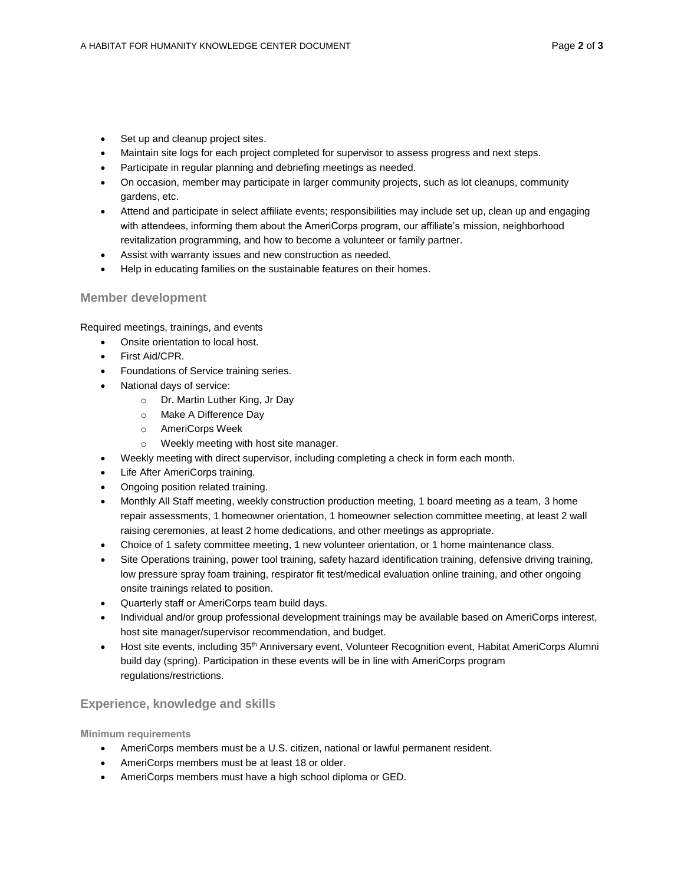- Set up and cleanup project sites.
- Maintain site logs for each project completed for supervisor to assess progress and next steps.
- Participate in regular planning and debriefing meetings as needed.
- On occasion, member may participate in larger community projects, such as lot cleanups, community gardens, etc.
- Attend and participate in select affiliate events; responsibilities may include set up, clean up and engaging with attendees, informing them about the AmeriCorps program, our affiliate's mission, neighborhood revitalization programming, and how to become a volunteer or family partner.
- Assist with warranty issues and new construction as needed.
- Help in educating families on the sustainable features on their homes.

## Member development

Required meetings, trainings, and events

- Onsite orientation to local host.
- First Aid/CPR.
- Foundations of Service training series.
- National days of service:
  - Dr. Martin Luther King, Jr Day
  - Make A Difference Day
  - AmeriCorps Week
  - Weekly meeting with host site manager.
- Weekly meeting with direct supervisor, including completing a check in form each month.
- Life After AmeriCorps training.
- Ongoing position related training.
- Monthly All Staff meeting, weekly construction production meeting, 1 board meeting as a team, 3 home repair assessments, 1 homeowner orientation, 1 homeowner selection committee meeting, at least 2 wall raising ceremonies, at least 2 home dedications, and other meetings as appropriate.
- Choice of 1 safety committee meeting, 1 new volunteer orientation, or 1 home maintenance class.
- Site Operations training, power tool training, safety hazard identification training, defensive driving training, low pressure spray foam training, respirator fit test/medical evaluation online training, and other ongoing onsite trainings related to position.
- Quarterly staff or AmeriCorps team build days.
- Individual and/or group professional development trainings may be available based on AmeriCorps interest, host site manager/supervisor recommendation, and budget.
- Host site events, including 35th Anniversary event, Volunteer Recognition event, Habitat AmeriCorps Alumni build day (spring). Participation in these events will be in line with AmeriCorps program regulations/restrictions.

## Experience, knowledge and skills

### Minimum requirements

- AmeriCorps members must be a U.S. citizen, national or lawful permanent resident.
- AmeriCorps members must be at least 18 or older.
- AmeriCorps members must have a high school diploma or GED.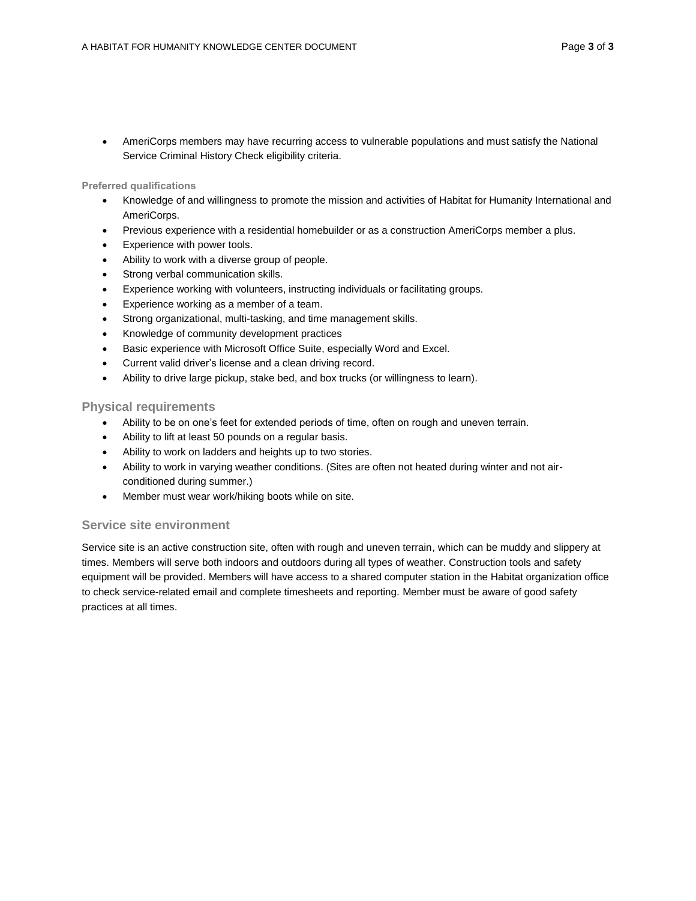- AmeriCorps members may have recurring access to vulnerable populations and must satisfy the National Service Criminal History Check eligibility criteria.

#### Preferred qualifications

- Knowledge of and willingness to promote the mission and activities of Habitat for Humanity International and AmeriCorps.
- Previous experience with a residential homebuilder or as a construction AmeriCorps member a plus.
- Experience with power tools.
- Ability to work with a diverse group of people.
- Strong verbal communication skills.
- Experience working with volunteers, instructing individuals or facilitating groups.
- Experience working as a member of a team.
- Strong organizational, multi-tasking, and time management skills.
- Knowledge of community development practices
- Basic experience with Microsoft Office Suite, especially Word and Excel.
- Current valid driver's license and a clean driving record.
- Ability to drive large pickup, stake bed, and box trucks (or willingness to learn).

### Physical requirements

- Ability to be on one's feet for extended periods of time, often on rough and uneven terrain.
- Ability to lift at least 50 pounds on a regular basis.
- Ability to work on ladders and heights up to two stories.
- Ability to work in varying weather conditions. (Sites are often not heated during winter and not air-conditioned during summer.)
- Member must wear work/hiking boots while on site.

### Service site environment

Service site is an active construction site, often with rough and uneven terrain, which can be muddy and slippery at times. Members will serve both indoors and outdoors during all types of weather. Construction tools and safety equipment will be provided. Members will have access to a shared computer station in the Habitat organization office to check service-related email and complete timesheets and reporting. Member must be aware of good safety practices at all times.